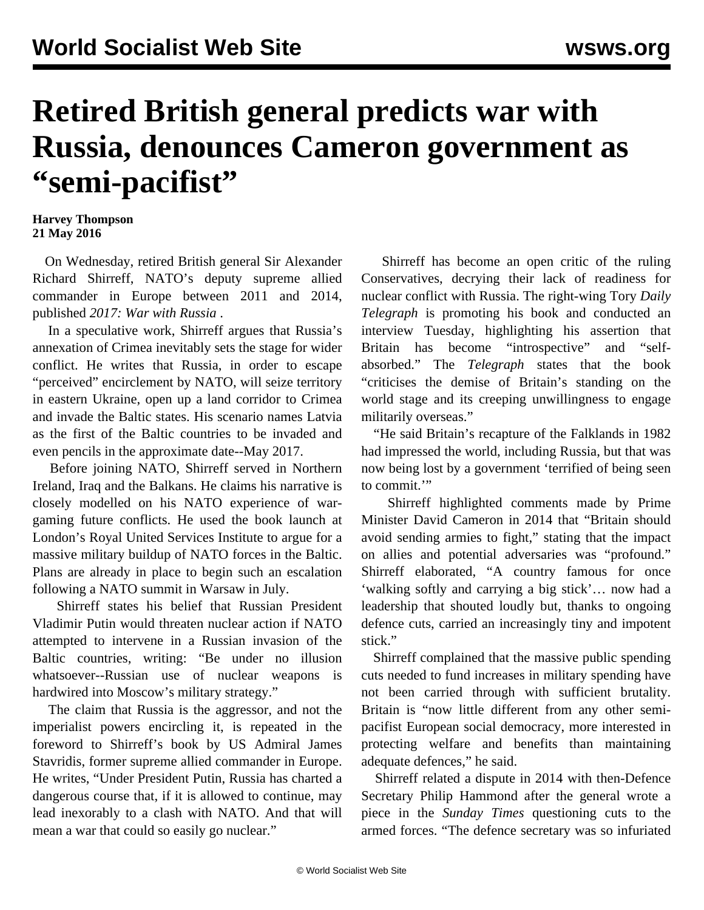# Retired British general predicts war with Russia, denounces Cameron government as "semi-pacifist"

**Harvey Thompson**
**21 May 2016**

On Wednesday, retired British general Sir Alexander Richard Shirreff, NATO's deputy supreme allied commander in Europe between 2011 and 2014, published *2017: War with Russia* .

In a speculative work, Shirreff argues that Russia's annexation of Crimea inevitably sets the stage for wider conflict. He writes that Russia, in order to escape "perceived" encirclement by NATO, will seize territory in eastern Ukraine, open up a land corridor to Crimea and invade the Baltic states. His scenario names Latvia as the first of the Baltic countries to be invaded and even pencils in the approximate date--May 2017.

Before joining NATO, Shirreff served in Northern Ireland, Iraq and the Balkans. He claims his narrative is closely modelled on his NATO experience of war-gaming future conflicts. He used the book launch at London's Royal United Services Institute to argue for a massive military buildup of NATO forces in the Baltic. Plans are already in place to begin such an escalation following a NATO summit in Warsaw in July.

Shirreff states his belief that Russian President Vladimir Putin would threaten nuclear action if NATO attempted to intervene in a Russian invasion of the Baltic countries, writing: "Be under no illusion whatsoever--Russian use of nuclear weapons is hardwired into Moscow's military strategy."

The claim that Russia is the aggressor, and not the imperialist powers encircling it, is repeated in the foreword to Shirreff's book by US Admiral James Stavridis, former supreme allied commander in Europe. He writes, "Under President Putin, Russia has charted a dangerous course that, if it is allowed to continue, may lead inexorably to a clash with NATO. And that will mean a war that could so easily go nuclear."

Shirreff has become an open critic of the ruling Conservatives, decrying their lack of readiness for nuclear conflict with Russia. The right-wing Tory *Daily Telegraph* is promoting his book and conducted an interview Tuesday, highlighting his assertion that Britain has become "introspective" and "self-absorbed." The *Telegraph* states that the book "criticises the demise of Britain's standing on the world stage and its creeping unwillingness to engage militarily overseas."

"He said Britain's recapture of the Falklands in 1982 had impressed the world, including Russia, but that was now being lost by a government 'terrified of being seen to commit.'"

Shirreff highlighted comments made by Prime Minister David Cameron in 2014 that "Britain should avoid sending armies to fight," stating that the impact on allies and potential adversaries was "profound." Shirreff elaborated, "A country famous for once 'walking softly and carrying a big stick'… now had a leadership that shouted loudly but, thanks to ongoing defence cuts, carried an increasingly tiny and impotent stick."

Shirreff complained that the massive public spending cuts needed to fund increases in military spending have not been carried through with sufficient brutality. Britain is "now little different from any other semi-pacifist European social democracy, more interested in protecting welfare and benefits than maintaining adequate defences," he said.

Shirreff related a dispute in 2014 with then-Defence Secretary Philip Hammond after the general wrote a piece in the *Sunday Times* questioning cuts to the armed forces. "The defence secretary was so infuriated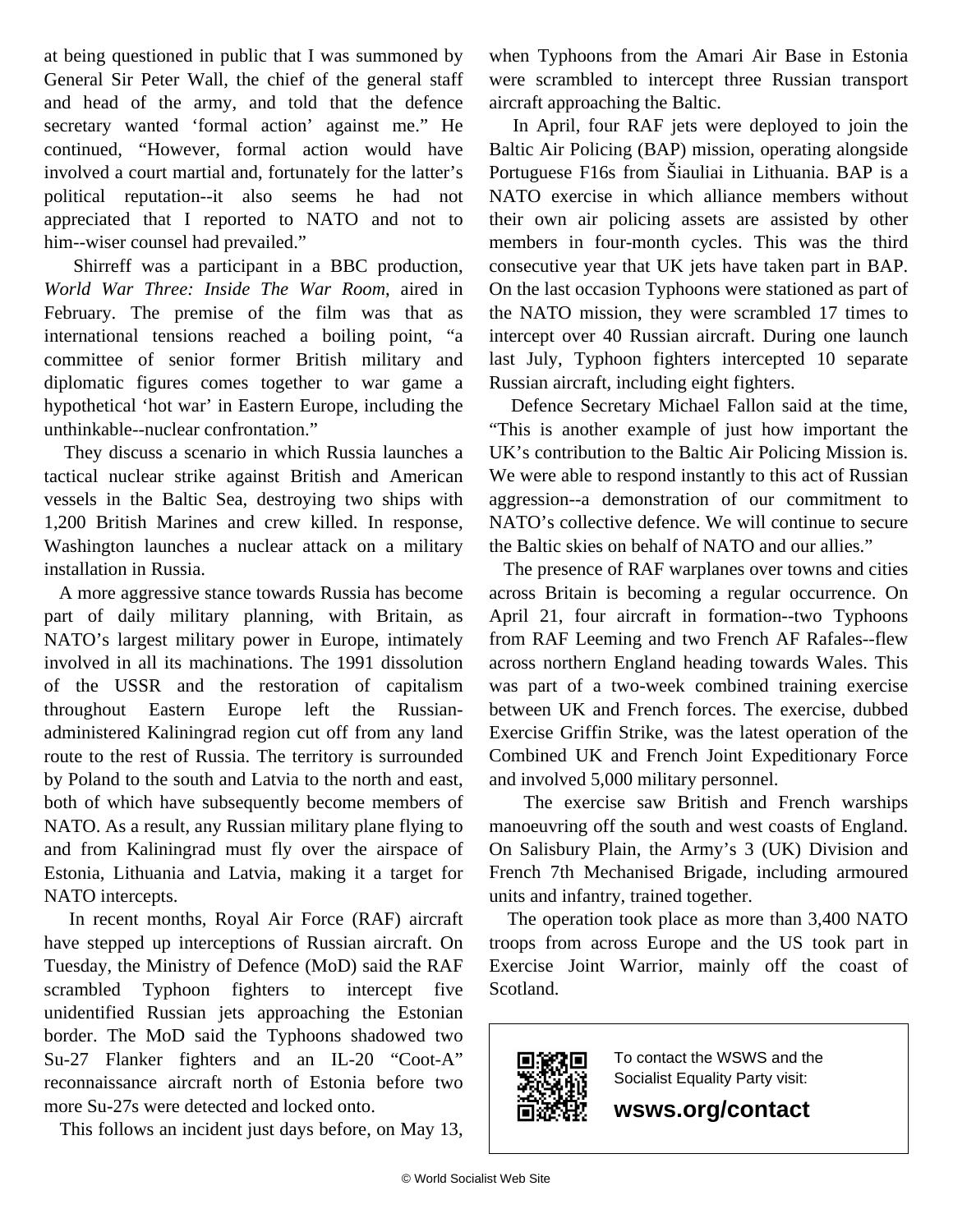at being questioned in public that I was summoned by General Sir Peter Wall, the chief of the general staff and head of the army, and told that the defence secretary wanted 'formal action' against me." He continued, "However, formal action would have involved a court martial and, fortunately for the latter's political reputation--it also seems he had not appreciated that I reported to NATO and not to him--wiser counsel had prevailed."

Shirreff was a participant in a BBC production, *World War Three: Inside The War Room*, aired in February. The premise of the film was that as international tensions reached a boiling point, "a committee of senior former British military and diplomatic figures comes together to war game a hypothetical 'hot war' in Eastern Europe, including the unthinkable--nuclear confrontation."

They discuss a scenario in which Russia launches a tactical nuclear strike against British and American vessels in the Baltic Sea, destroying two ships with 1,200 British Marines and crew killed. In response, Washington launches a nuclear attack on a military installation in Russia.

A more aggressive stance towards Russia has become part of daily military planning, with Britain, as NATO's largest military power in Europe, intimately involved in all its machinations. The 1991 dissolution of the USSR and the restoration of capitalism throughout Eastern Europe left the Russian-administered Kaliningrad region cut off from any land route to the rest of Russia. The territory is surrounded by Poland to the south and Latvia to the north and east, both of which have subsequently become members of NATO. As a result, any Russian military plane flying to and from Kaliningrad must fly over the airspace of Estonia, Lithuania and Latvia, making it a target for NATO intercepts.

In recent months, Royal Air Force (RAF) aircraft have stepped up interceptions of Russian aircraft. On Tuesday, the Ministry of Defence (MoD) said the RAF scrambled Typhoon fighters to intercept five unidentified Russian jets approaching the Estonian border. The MoD said the Typhoons shadowed two Su-27 Flanker fighters and an IL-20 "Coot-A" reconnaissance aircraft north of Estonia before two more Su-27s were detected and locked onto.

This follows an incident just days before, on May 13, when Typhoons from the Amari Air Base in Estonia were scrambled to intercept three Russian transport aircraft approaching the Baltic.

In April, four RAF jets were deployed to join the Baltic Air Policing (BAP) mission, operating alongside Portuguese F16s from Šiauliai in Lithuania. BAP is a NATO exercise in which alliance members without their own air policing assets are assisted by other members in four-month cycles. This was the third consecutive year that UK jets have taken part in BAP. On the last occasion Typhoons were stationed as part of the NATO mission, they were scrambled 17 times to intercept over 40 Russian aircraft. During one launch last July, Typhoon fighters intercepted 10 separate Russian aircraft, including eight fighters.

Defence Secretary Michael Fallon said at the time, "This is another example of just how important the UK's contribution to the Baltic Air Policing Mission is. We were able to respond instantly to this act of Russian aggression--a demonstration of our commitment to NATO's collective defence. We will continue to secure the Baltic skies on behalf of NATO and our allies."

The presence of RAF warplanes over towns and cities across Britain is becoming a regular occurrence. On April 21, four aircraft in formation--two Typhoons from RAF Leeming and two French AF Rafales--flew across northern England heading towards Wales. This was part of a two-week combined training exercise between UK and French forces. The exercise, dubbed Exercise Griffin Strike, was the latest operation of the Combined UK and French Joint Expeditionary Force and involved 5,000 military personnel.

The exercise saw British and French warships manoeuvring off the south and west coasts of England. On Salisbury Plain, the Army's 3 (UK) Division and French 7th Mechanised Brigade, including armoured units and infantry, trained together.

The operation took place as more than 3,400 NATO troops from across Europe and the US took part in Exercise Joint Warrior, mainly off the coast of Scotland.

To contact the WSWS and the Socialist Equality Party visit:

**wsws.org/contact**